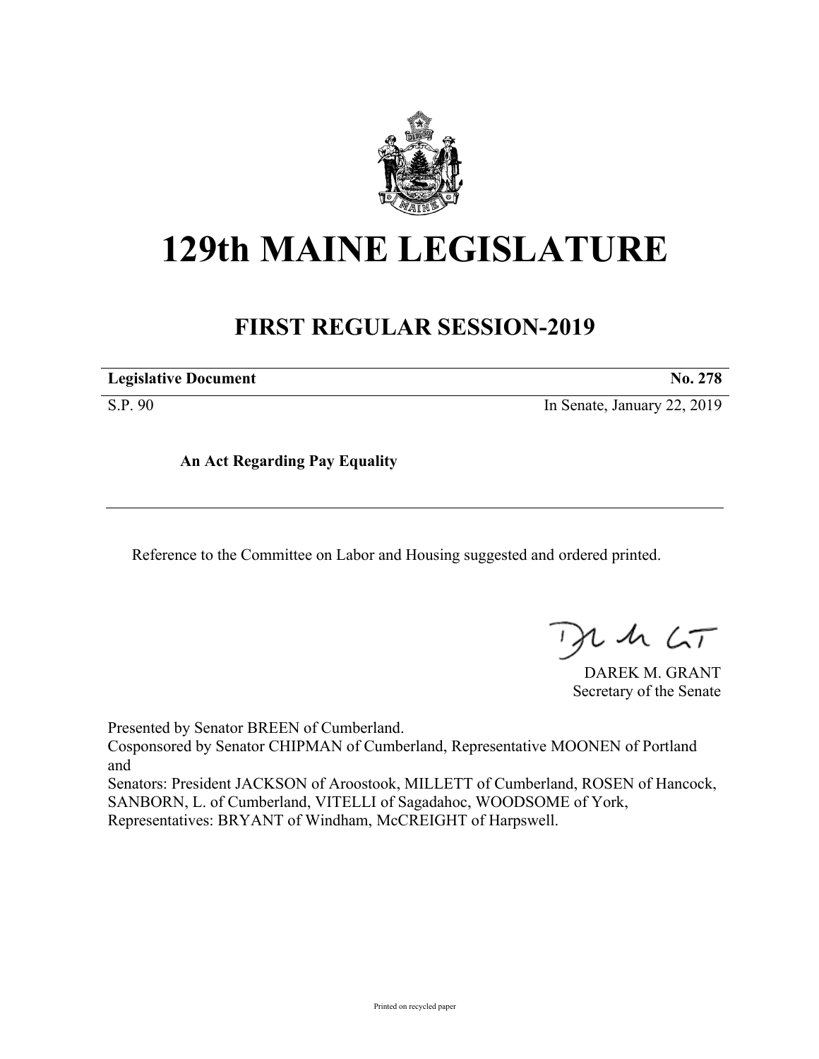# 129th MAINE LEGISLATURE

## FIRST REGULAR SESSION-2019

| **Legislative Document** | **No. 278** |
|---|---|
| S.P. 90 | In Senate, January 22, 2019 |

**An Act Regarding Pay Equality**

Reference to the Committee on Labor and Housing suggested and ordered printed.

DAREK M. GRANT
Secretary of the Senate

Presented by Senator BREEN of Cumberland.
Cosponsored by Senator CHIPMAN of Cumberland, Representative MOONEN of Portland and
Senators: President JACKSON of Aroostook, MILLETT of Cumberland, ROSEN of Hancock, SANBORN, L. of Cumberland, VITELLI of Sagadahoc, WOODSOME of York, Representatives: BRYANT of Windham, McCREIGHT of Harpswell.

Printed on recycled paper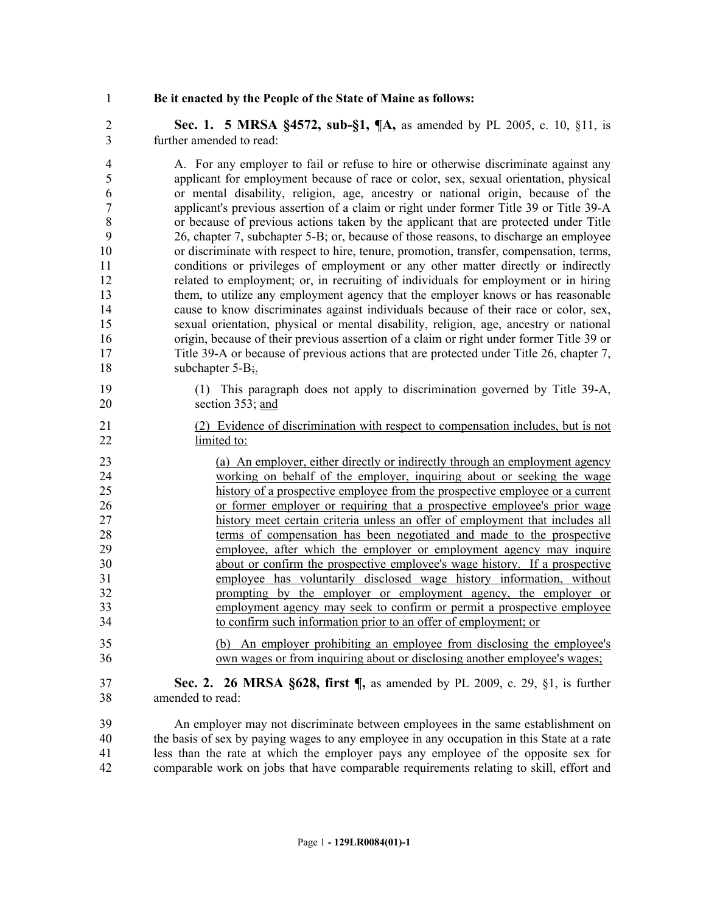**Be it enacted by the People of the State of Maine as follows:**

**Sec. 1. 5 MRSA §4572, sub-§1, ¶A,** as amended by PL 2005, c. 10, §11, is further amended to read:

A. For any employer to fail or refuse to hire or otherwise discriminate against any applicant for employment because of race or color, sex, sexual orientation, physical or mental disability, religion, age, ancestry or national origin, because of the applicant's previous assertion of a claim or right under former Title 39 or Title 39-A or because of previous actions taken by the applicant that are protected under Title 26, chapter 7, subchapter 5-B; or, because of those reasons, to discharge an employee or discriminate with respect to hire, tenure, promotion, transfer, compensation, terms, conditions or privileges of employment or any other matter directly or indirectly related to employment; or, in recruiting of individuals for employment or in hiring them, to utilize any employment agency that the employer knows or has reasonable cause to know discriminates against individuals because of their race or color, sex, sexual orientation, physical or mental disability, religion, age, ancestry or national origin, because of their previous assertion of a claim or right under former Title 39 or Title 39-A or because of previous actions that are protected under Title 26, chapter 7, subchapter 5-B~~;~~.

(1) This paragraph does not apply to discrimination governed by Title 39-A, section 353; <u>and</u>

<u>(2) Evidence of discrimination with respect to compensation includes, but is not limited to:</u>

<u>(a) An employer, either directly or indirectly through an employment agency working on behalf of the employer, inquiring about or seeking the wage history of a prospective employee from the prospective employee or a current or former employer or requiring that a prospective employee's prior wage history meet certain criteria unless an offer of employment that includes all terms of compensation has been negotiated and made to the prospective employee, after which the employer or employment agency may inquire about or confirm the prospective employee's wage history. If a prospective employee has voluntarily disclosed wage history information, without prompting by the employer or employment agency, the employer or employment agency may seek to confirm or permit a prospective employee to confirm such information prior to an offer of employment; or</u>

<u>(b) An employer prohibiting an employee from disclosing the employee's own wages or from inquiring about or disclosing another employee's wages;</u>

**Sec. 2. 26 MRSA §628, first ¶,** as amended by PL 2009, c. 29, §1, is further amended to read:

An employer may not discriminate between employees in the same establishment on the basis of sex by paying wages to any employee in any occupation in this State at a rate less than the rate at which the employer pays any employee of the opposite sex for comparable work on jobs that have comparable requirements relating to skill, effort and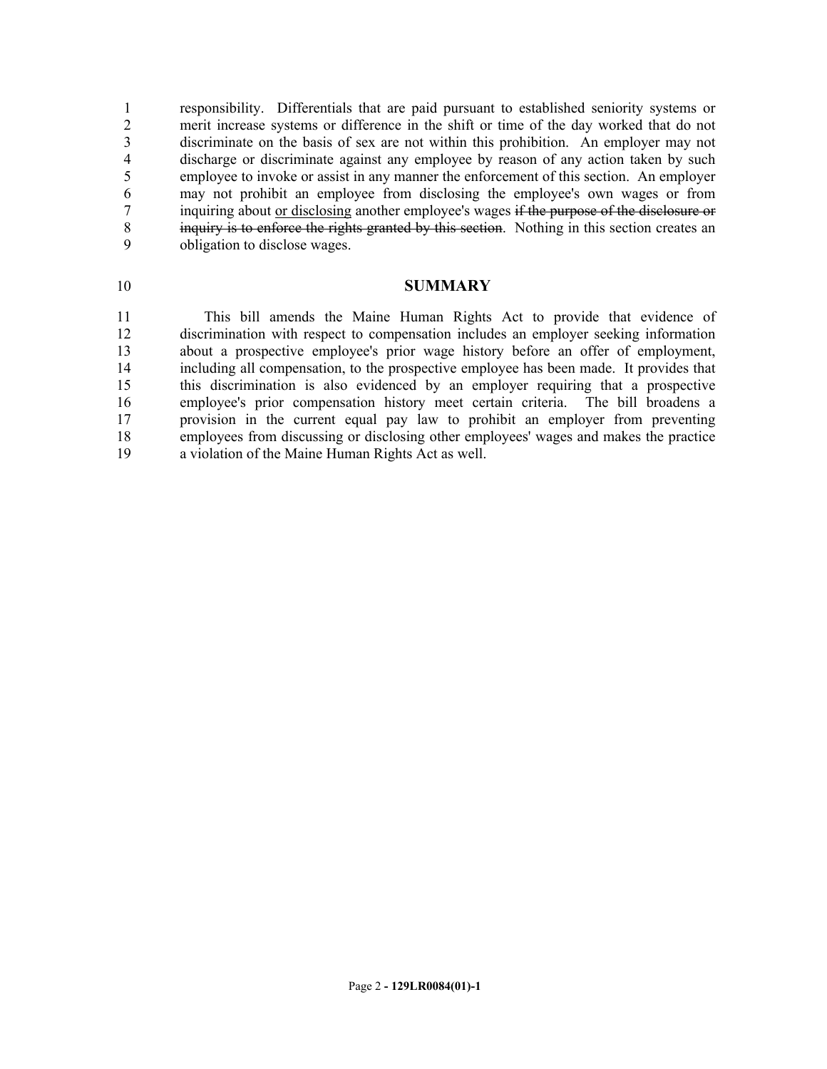responsibility. Differentials that are paid pursuant to established seniority systems or merit increase systems or difference in the shift or time of the day worked that do not discriminate on the basis of sex are not within this prohibition. An employer may not discharge or discriminate against any employee by reason of any action taken by such employee to invoke or assist in any manner the enforcement of this section. An employer may not prohibit an employee from disclosing the employee's own wages or from inquiring about <u>or disclosing</u> another employee's wages ~~if the purpose of the disclosure or inquiry is to enforce the rights granted by this section~~. Nothing in this section creates an obligation to disclose wages.

## SUMMARY

This bill amends the Maine Human Rights Act to provide that evidence of discrimination with respect to compensation includes an employer seeking information about a prospective employee's prior wage history before an offer of employment, including all compensation, to the prospective employee has been made. It provides that this discrimination is also evidenced by an employer requiring that a prospective employee's prior compensation history meet certain criteria. The bill broadens a provision in the current equal pay law to prohibit an employer from preventing employees from discussing or disclosing other employees' wages and makes the practice a violation of the Maine Human Rights Act as well.